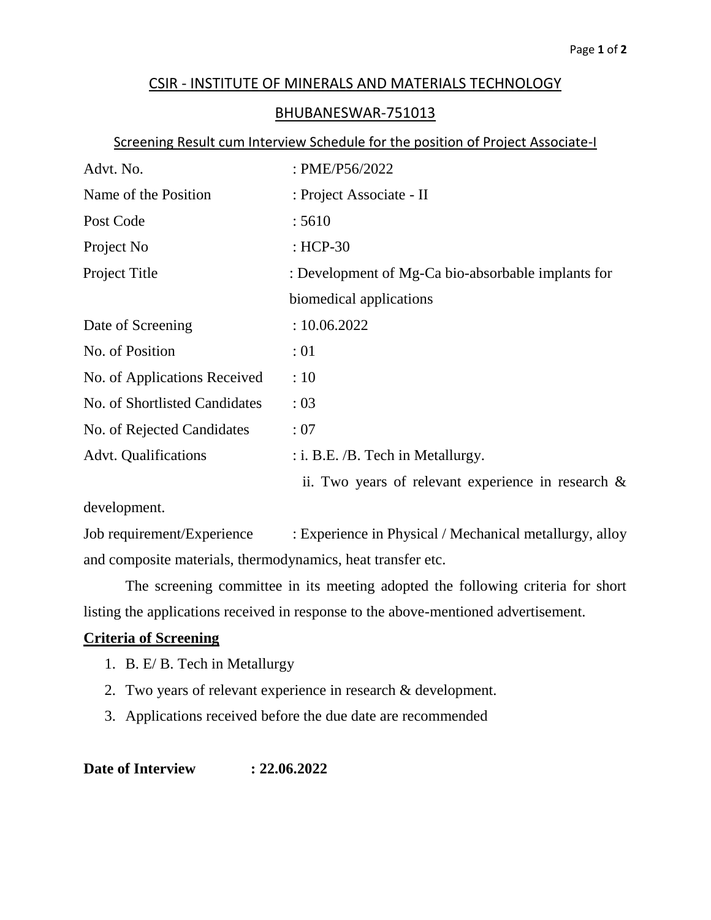# CSIR - INSTITUTE OF MINERALS AND MATERIALS TECHNOLOGY

## BHUBANESWAR-751013

### Screening Result cum Interview Schedule for the position of Project Associate-I

| | |
|---|---|
| Advt. No. | : PME/P56/2022 |
| Name of the Position | : Project Associate - II |
| Post Code | : 5610 |
| Project No | : HCP-30 |
| Project Title | : Development of Mg-Ca bio-absorbable implants for biomedical applications |
| Date of Screening | : 10.06.2022 |
| No. of Position | : 01 |
| No. of Applications Received | : 10 |
| No. of Shortlisted Candidates | : 03 |
| No. of Rejected Candidates | : 07 |
| Advt. Qualifications | : i. B.E. /B. Tech in Metallurgy. ii. Two years of relevant experience in research & development. |
| Job requirement/Experience | : Experience in Physical / Mechanical metallurgy, alloy and composite materials, thermodynamics, heat transfer etc. |

The screening committee in its meeting adopted the following criteria for short listing the applications received in response to the above-mentioned advertisement.

**Criteria of Screening**

1. B. E/ B. Tech in Metallurgy
2. Two years of relevant experience in research & development.
3. Applications received before the due date are recommended

**Date of Interview : 22.06.2022**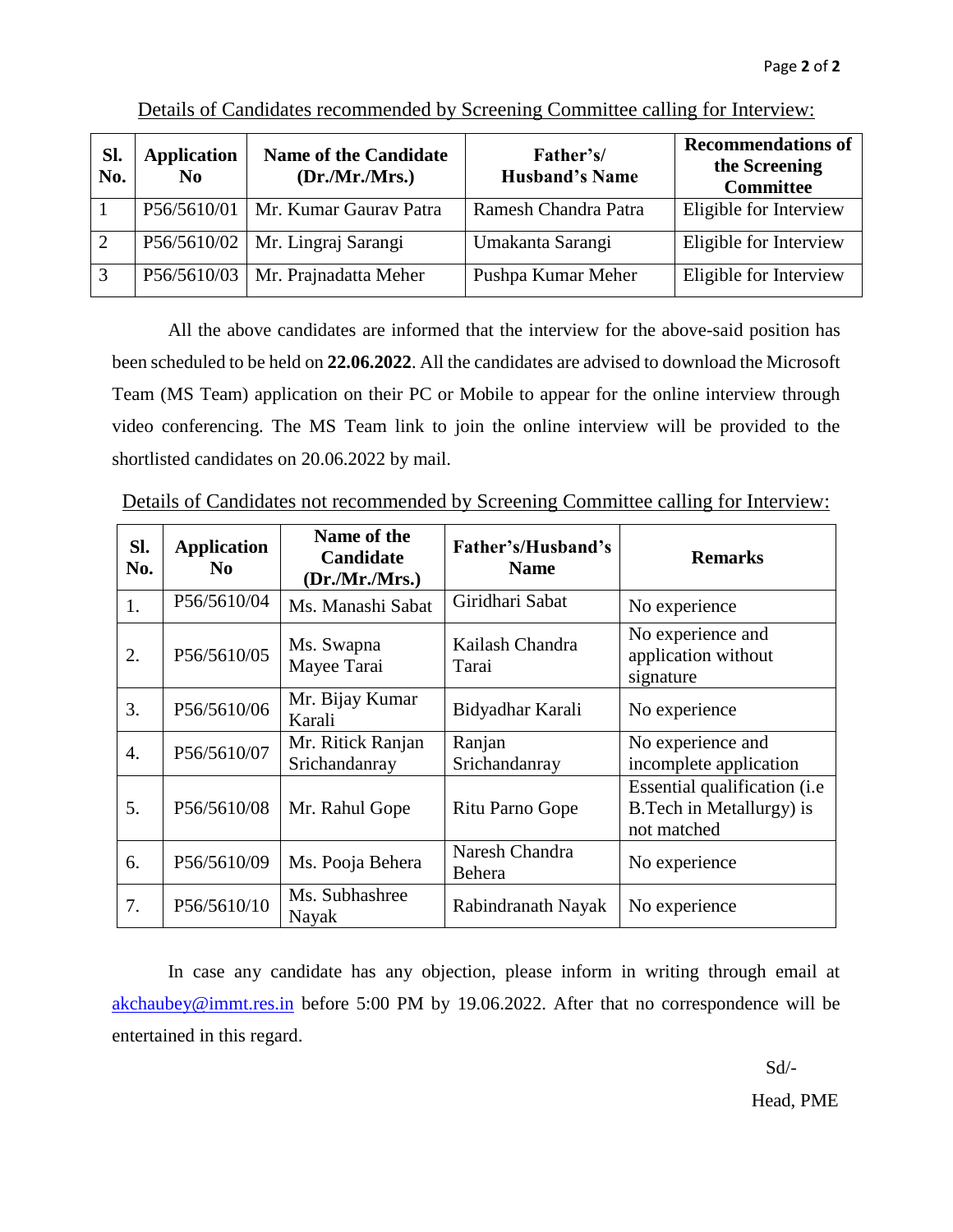Details of Candidates recommended by Screening Committee calling for Interview:

| Sl. No. | Application No | Name of the Candidate (Dr./Mr./Mrs.) | Father's/ Husband's Name | Recommendations of the Screening Committee |
|---|---|---|---|---|
| 1 | P56/5610/01 | Mr. Kumar Gaurav Patra | Ramesh Chandra Patra | Eligible for Interview |
| 2 | P56/5610/02 | Mr. Lingraj Sarangi | Umakanta Sarangi | Eligible for Interview |
| 3 | P56/5610/03 | Mr. Prajnadatta Meher | Pushpa Kumar Meher | Eligible for Interview |

All the above candidates are informed that the interview for the above-said position has been scheduled to be held on **22.06.2022**. All the candidates are advised to download the Microsoft Team (MS Team) application on their PC or Mobile to appear for the online interview through video conferencing. The MS Team link to join the online interview will be provided to the shortlisted candidates on 20.06.2022 by mail.

Details of Candidates not recommended by Screening Committee calling for Interview:

| Sl. No. | Application No | Name of the Candidate (Dr./Mr./Mrs.) | Father's/Husband's Name | Remarks |
|---|---|---|---|---|
| 1. | P56/5610/04 | Ms. Manashi Sabat | Giridhari Sabat | No experience |
| 2. | P56/5610/05 | Ms. Swapna Mayee Tarai | Kailash Chandra Tarai | No experience and application without signature |
| 3. | P56/5610/06 | Mr. Bijay Kumar Karali | Bidyadhar Karali | No experience |
| 4. | P56/5610/07 | Mr. Ritick Ranjan Srichandanray | Ranjan Srichandanray | No experience and incomplete application |
| 5. | P56/5610/08 | Mr. Rahul Gope | Ritu Parno Gope | Essential qualification (i.e B.Tech in Metallurgy) is not matched |
| 6. | P56/5610/09 | Ms. Pooja Behera | Naresh Chandra Behera | No experience |
| 7. | P56/5610/10 | Ms. Subhashree Nayak | Rabindranath Nayak | No experience |

In case any candidate has any objection, please inform in writing through email at akchaubey@immt.res.in before 5:00 PM by 19.06.2022. After that no correspondence will be entertained in this regard.

Sd/-

Head, PME